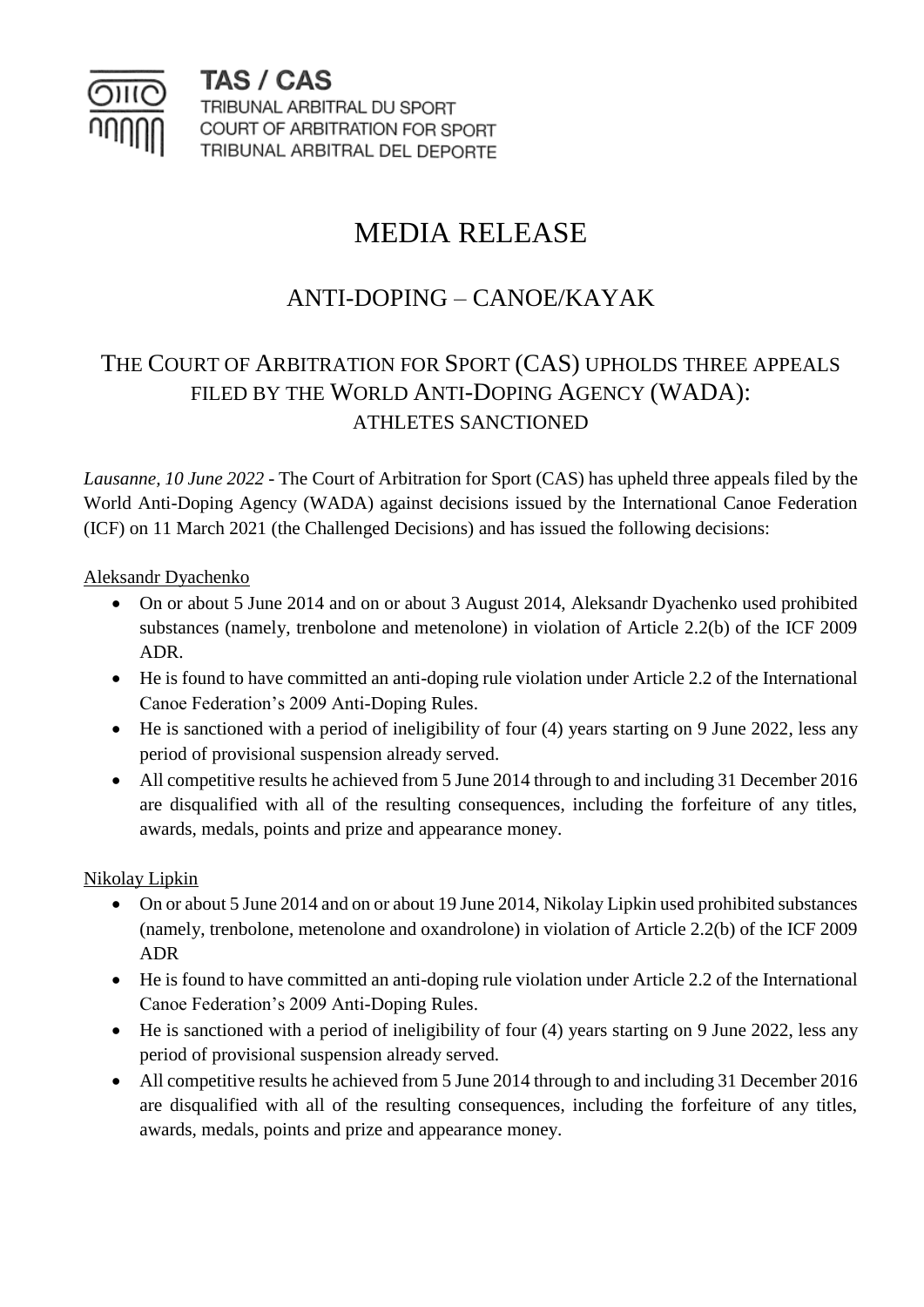**TAS / CAS**
TRIBUNAL ARBITRAL DU SPORT
COURT OF ARBITRATION FOR SPORT
TRIBUNAL ARBITRAL DEL DEPORTE

# MEDIA RELEASE

## ANTI-DOPING – CANOE/KAYAK

## THE COURT OF ARBITRATION FOR SPORT (CAS) UPHOLDS THREE APPEALS FILED BY THE WORLD ANTI-DOPING AGENCY (WADA): ATHLETES SANCTIONED

*Lausanne, 10 June 2022* - The Court of Arbitration for Sport (CAS) has upheld three appeals filed by the World Anti-Doping Agency (WADA) against decisions issued by the International Canoe Federation (ICF) on 11 March 2021 (the Challenged Decisions) and has issued the following decisions:

Aleksandr Dyachenko

- On or about 5 June 2014 and on or about 3 August 2014, Aleksandr Dyachenko used prohibited substances (namely, trenbolone and metenolone) in violation of Article 2.2(b) of the ICF 2009 ADR.
- He is found to have committed an anti-doping rule violation under Article 2.2 of the International Canoe Federation's 2009 Anti-Doping Rules.
- He is sanctioned with a period of ineligibility of four (4) years starting on 9 June 2022, less any period of provisional suspension already served.
- All competitive results he achieved from 5 June 2014 through to and including 31 December 2016 are disqualified with all of the resulting consequences, including the forfeiture of any titles, awards, medals, points and prize and appearance money.

Nikolay Lipkin

- On or about 5 June 2014 and on or about 19 June 2014, Nikolay Lipkin used prohibited substances (namely, trenbolone, metenolone and oxandrolone) in violation of Article 2.2(b) of the ICF 2009 ADR
- He is found to have committed an anti-doping rule violation under Article 2.2 of the International Canoe Federation's 2009 Anti-Doping Rules.
- He is sanctioned with a period of ineligibility of four (4) years starting on 9 June 2022, less any period of provisional suspension already served.
- All competitive results he achieved from 5 June 2014 through to and including 31 December 2016 are disqualified with all of the resulting consequences, including the forfeiture of any titles, awards, medals, points and prize and appearance money.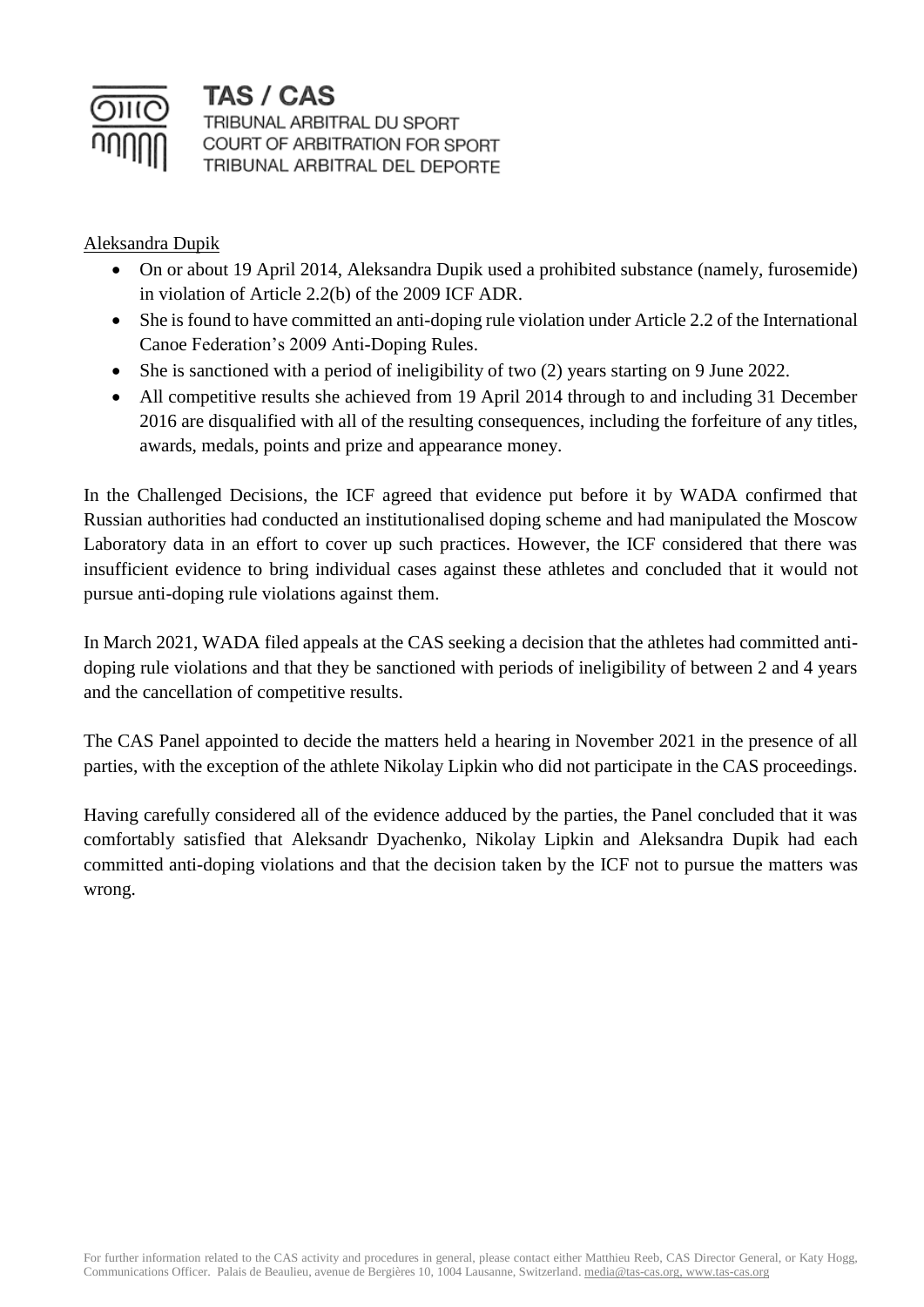Aleksandra Dupik

- On or about 19 April 2014, Aleksandra Dupik used a prohibited substance (namely, furosemide) in violation of Article 2.2(b) of the 2009 ICF ADR.
- She is found to have committed an anti-doping rule violation under Article 2.2 of the International Canoe Federation's 2009 Anti-Doping Rules.
- She is sanctioned with a period of ineligibility of two (2) years starting on 9 June 2022.
- All competitive results she achieved from 19 April 2014 through to and including 31 December 2016 are disqualified with all of the resulting consequences, including the forfeiture of any titles, awards, medals, points and prize and appearance money.

In the Challenged Decisions, the ICF agreed that evidence put before it by WADA confirmed that Russian authorities had conducted an institutionalised doping scheme and had manipulated the Moscow Laboratory data in an effort to cover up such practices. However, the ICF considered that there was insufficient evidence to bring individual cases against these athletes and concluded that it would not pursue anti-doping rule violations against them.

In March 2021, WADA filed appeals at the CAS seeking a decision that the athletes had committed anti-doping rule violations and that they be sanctioned with periods of ineligibility of between 2 and 4 years and the cancellation of competitive results.

The CAS Panel appointed to decide the matters held a hearing in November 2021 in the presence of all parties, with the exception of the athlete Nikolay Lipkin who did not participate in the CAS proceedings.

Having carefully considered all of the evidence adduced by the parties, the Panel concluded that it was comfortably satisfied that Aleksandr Dyachenko, Nikolay Lipkin and Aleksandra Dupik had each committed anti-doping violations and that the decision taken by the ICF not to pursue the matters was wrong.